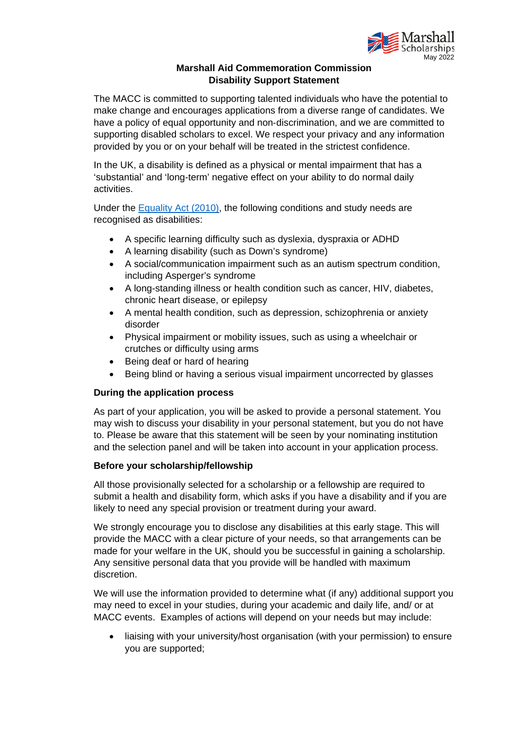May 2022

# Marshall Aid Commemoration Commission
# Disability Support Statement

The MACC is committed to supporting talented individuals who have the potential to make change and encourages applications from a diverse range of candidates. We have a policy of equal opportunity and non-discrimination, and we are committed to supporting disabled scholars to excel. We respect your privacy and any information provided by you or on your behalf will be treated in the strictest confidence.

In the UK, a disability is defined as a physical or mental impairment that has a 'substantial' and 'long-term' negative effect on your ability to do normal daily activities.

Under the Equality Act (2010), the following conditions and study needs are recognised as disabilities:

- A specific learning difficulty such as dyslexia, dyspraxia or ADHD
- A learning disability (such as Down's syndrome)
- A social/communication impairment such as an autism spectrum condition, including Asperger's syndrome
- A long-standing illness or health condition such as cancer, HIV, diabetes, chronic heart disease, or epilepsy
- A mental health condition, such as depression, schizophrenia or anxiety disorder
- Physical impairment or mobility issues, such as using a wheelchair or crutches or difficulty using arms
- Being deaf or hard of hearing
- Being blind or having a serious visual impairment uncorrected by glasses

**During the application process**

As part of your application, you will be asked to provide a personal statement. You may wish to discuss your disability in your personal statement, but you do not have to. Please be aware that this statement will be seen by your nominating institution and the selection panel and will be taken into account in your application process.

**Before your scholarship/fellowship**

All those provisionally selected for a scholarship or a fellowship are required to submit a health and disability form, which asks if you have a disability and if you are likely to need any special provision or treatment during your award.

We strongly encourage you to disclose any disabilities at this early stage. This will provide the MACC with a clear picture of your needs, so that arrangements can be made for your welfare in the UK, should you be successful in gaining a scholarship. Any sensitive personal data that you provide will be handled with maximum discretion.

We will use the information provided to determine what (if any) additional support you may need to excel in your studies, during your academic and daily life, and/ or at MACC events. Examples of actions will depend on your needs but may include:

- liaising with your university/host organisation (with your permission) to ensure you are supported;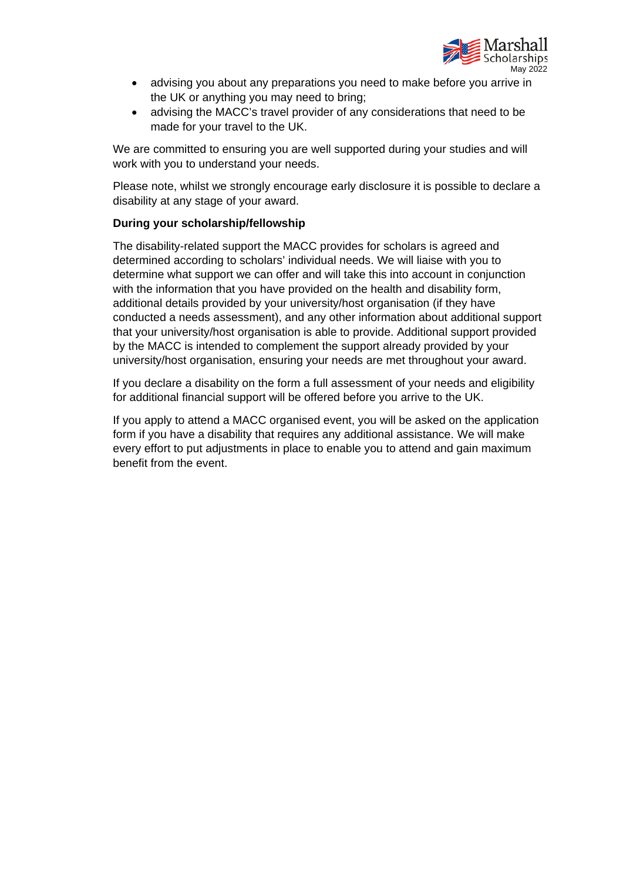- advising you about any preparations you need to make before you arrive in the UK or anything you may need to bring;
- advising the MACC's travel provider of any considerations that need to be made for your travel to the UK.

We are committed to ensuring you are well supported during your studies and will work with you to understand your needs.

Please note, whilst we strongly encourage early disclosure it is possible to declare a disability at any stage of your award.

**During your scholarship/fellowship**

The disability-related support the MACC provides for scholars is agreed and determined according to scholars' individual needs. We will liaise with you to determine what support we can offer and will take this into account in conjunction with the information that you have provided on the health and disability form, additional details provided by your university/host organisation (if they have conducted a needs assessment), and any other information about additional support that your university/host organisation is able to provide. Additional support provided by the MACC is intended to complement the support already provided by your university/host organisation, ensuring your needs are met throughout your award.

If you declare a disability on the form a full assessment of your needs and eligibility for additional financial support will be offered before you arrive to the UK.

If you apply to attend a MACC organised event, you will be asked on the application form if you have a disability that requires any additional assistance. We will make every effort to put adjustments in place to enable you to attend and gain maximum benefit from the event.